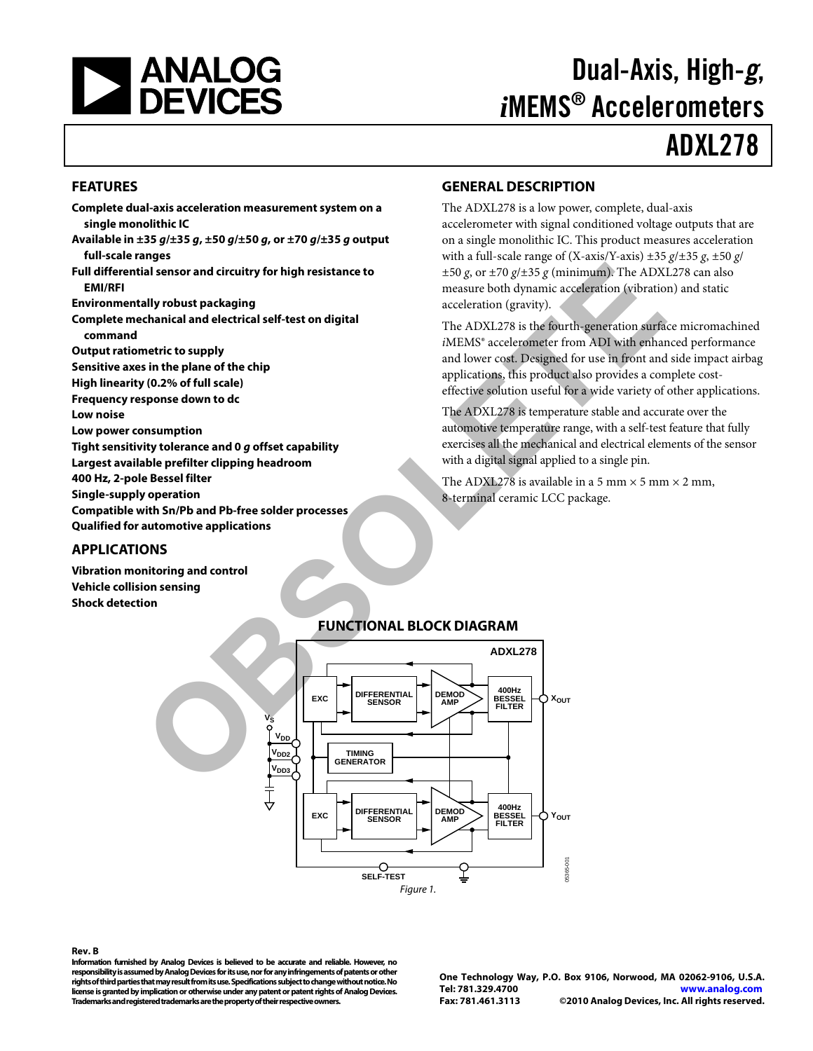# Dual-Axis, High-g, iMEMS® Accelerometers

# ADXL278

## FEATURES

- **Complete dual-axis acceleration measurement system on a single monolithic IC**
- **Available in ±35 g/±35 g, ±50 g/±50 g, or ±70 g/±35 g output full-scale ranges**
- **Full differential sensor and circuitry for high resistance to EMI/RFI**
- **Environmentally robust packaging**
- **Complete mechanical and electrical self-test on digital command**
- **Output ratiometric to supply**
- **Sensitive axes in the plane of the chip**
- **High linearity (0.2% of full scale)**
- **Frequency response down to dc**
- **Low noise**
- **Low power consumption**
- **Tight sensitivity tolerance and 0 g offset capability**
- **Largest available prefilter clipping headroom**
- **400 Hz, 2-pole Bessel filter**
- **Single-supply operation**
- **Compatible with Sn/Pb and Pb-free solder processes**
- **Qualified for automotive applications**

## APPLICATIONS

- **Vibration monitoring and control**
- **Vehicle collision sensing**
- **Shock detection**

## GENERAL DESCRIPTION

The ADXL278 is a low power, complete, dual-axis accelerometer with signal conditioned voltage outputs that are on a single monolithic IC. This product measures acceleration with a full-scale range of (X-axis/Y-axis) ±35 g/±35 g, ±50 g/±50 g, or ±70 g/±35 g (minimum). The ADXL278 can also measure both dynamic acceleration (vibration) and static acceleration (gravity).

The ADXL278 is the fourth-generation surface micromachined iMEMS® accelerometer from ADI with enhanced performance and lower cost. Designed for use in front and side impact airbag applications, this product also provides a complete cost-effective solution useful for a wide variety of other applications.

The ADXL278 is temperature stable and accurate over the automotive temperature range, with a self-test feature that fully exercises all the mechanical and electrical elements of the sensor with a digital signal applied to a single pin.

The ADXL278 is available in a 5 mm × 5 mm × 2 mm, 8-terminal ceramic LCC package.

## FUNCTIONAL BLOCK DIAGRAM

Figure 1.

**Rev. B**

Information furnished by Analog Devices is believed to be accurate and reliable. However, no responsibility is assumed by Analog Devices for its use, nor for any infringements of patents or other rights of third parties that may result from its use. Specifications subject to change without notice. No license is granted by implication or otherwise under any patent or patent rights of Analog Devices. Trademarks and registered trademarks are the property of their respective owners.

One Technology Way, P.O. Box 9106, Norwood, MA 02062-9106, U.S.A.
Tel: 781.329.4700 www.analog.com
Fax: 781.461.3113 ©2010 Analog Devices, Inc. All rights reserved.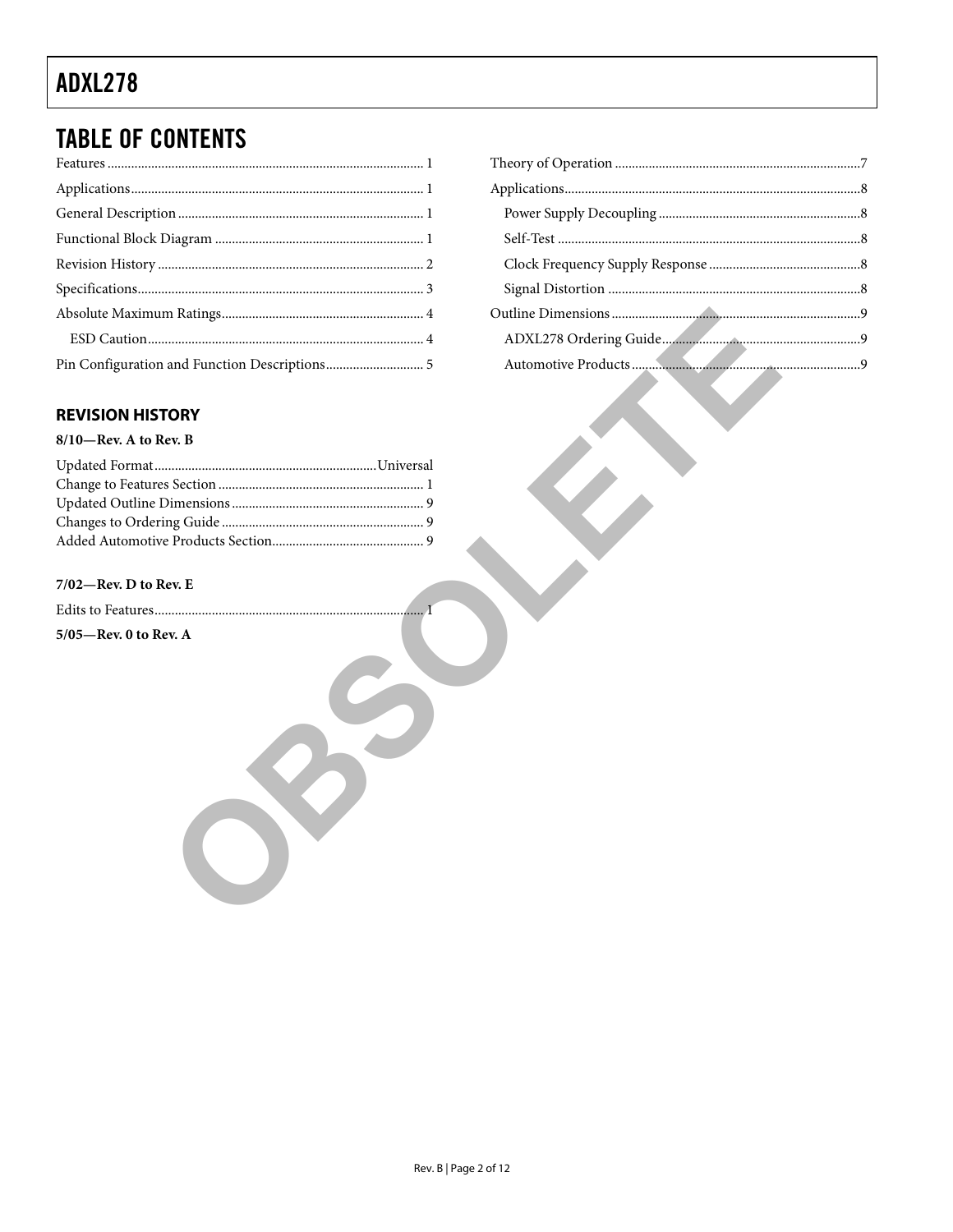## TABLE OF CONTENTS

Features ... 1
Applications ... 1
General Description ... 1
Functional Block Diagram ... 1
Revision History ... 2
Specifications ... 3
Absolute Maximum Ratings ... 4
  ESD Caution ... 4
Pin Configuration and Function Descriptions ... 5
Theory of Operation ... 7
Applications ... 8
  Power Supply Decoupling ... 8
  Self-Test ... 8
  Clock Frequency Supply Response ... 8
  Signal Distortion ... 8
Outline Dimensions ... 9
  ADXL278 Ordering Guide ... 9
  Automotive Products ... 9

### REVISION HISTORY

**8/10—Rev. A to Rev. B**

Updated Format ... Universal
Change to Features Section ... 1
Updated Outline Dimensions ... 9
Changes to Ordering Guide ... 9
Added Automotive Products Section ... 9

**7/02—Rev. D to Rev. E**

Edits to Features ... 1

**5/05—Rev. 0 to Rev. A**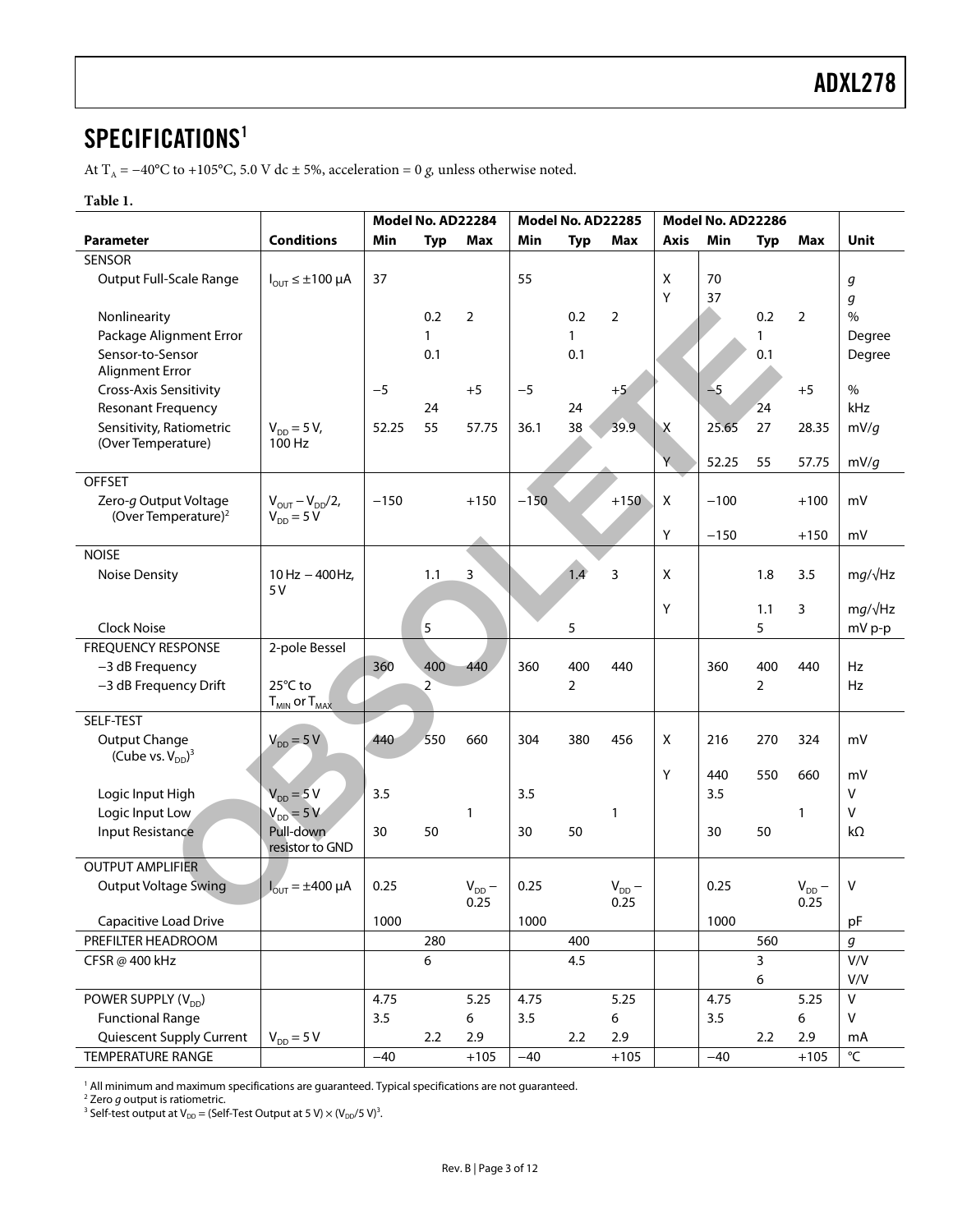## SPECIFICATIONS[1]

At $T_A$ = −40°C to +105°C, 5.0 V dc ± 5%, acceleration = 0 *g*, unless otherwise noted.

**Table 1.**

| | | Model No. AD22284 | | | Model No. AD22285 | | | Model No. AD22286 | | | | |
|---|---|---|---|---|---|---|---|---|---|---|---|---|
| **Parameter** | **Conditions** | **Min** | **Typ** | **Max** | **Min** | **Typ** | **Max** | **Axis** | **Min** | **Typ** | **Max** | **Unit** |
| SENSOR | | | | | | | | | | | | |
| Output Full-Scale Range | $I_{OUT} \leq \pm 100$ µA | 37 | | | 55 | | | X | 70 | | | *g* |
| | | | | | | | | Y | 37 | | | *g* |
| Nonlinearity | | | 0.2 | 2 | | 0.2 | 2 | | | 0.2 | 2 | % |
| Package Alignment Error | | | 1 | | | 1 | | | | 1 | | Degree |
| Sensor-to-Sensor Alignment Error | | | 0.1 | | | 0.1 | | | | 0.1 | | Degree |
| Cross-Axis Sensitivity | | −5 | | +5 | −5 | | +5 | | −5 | | +5 | % |
| Resonant Frequency | | | 24 | | | 24 | | | | 24 | | kHz |
| Sensitivity, Ratiometric (Over Temperature) | $V_{DD}$ = 5 V, 100 Hz | 52.25 | 55 | 57.75 | 36.1 | 38 | 39.9 | X | 25.65 | 27 | 28.35 | mV/*g* |
| | | | | | | | | Y | 52.25 | 55 | 57.75 | mV/*g* |
| OFFSET | | | | | | | | | | | | |
| Zero-*g* Output Voltage (Over Temperature)[2] | $V_{OUT} - V_{DD}/2$, $V_{DD}$ = 5 V | −150 | | +150 | −150 | | +150 | X | −100 | | +100 | mV |
| | | | | | | | | Y | −150 | | +150 | mV |
| NOISE | | | | | | | | | | | | |
| Noise Density | 10 Hz − 400Hz, 5 V | | 1.1 | 3 | | 1.4 | 3 | X | | 1.8 | 3.5 | m*g*/√Hz |
| | | | | | | | | Y | | 1.1 | 3 | m*g*/√Hz |
| Clock Noise | | | 5 | | | 5 | | | | 5 | | mV p-p |
| FREQUENCY RESPONSE | 2-pole Bessel | | | | | | | | | | | |
| −3 dB Frequency | | 360 | 400 | 440 | 360 | 400 | 440 | | 360 | 400 | 440 | Hz |
| −3 dB Frequency Drift | 25°C to $T_{MIN}$ or $T_{MAX}$ | | 2 | | | 2 | | | | 2 | | Hz |
| SELF-TEST | | | | | | | | | | | | |
| Output Change (Cube vs. $V_{DD}$)[3] | $V_{DD}$ = 5 V | 440 | 550 | 660 | 304 | 380 | 456 | X | 216 | 270 | 324 | mV |
| | | | | | | | | Y | 440 | 550 | 660 | mV |
| Logic Input High | $V_{DD}$ = 5 V | 3.5 | | | 3.5 | | | | 3.5 | | | V |
| Logic Input Low | $V_{DD}$ = 5 V | | | 1 | | | 1 | | | | 1 | V |
| Input Resistance | Pull-down resistor to GND | 30 | 50 | | 30 | 50 | | | 30 | 50 | | kΩ |
| OUTPUT AMPLIFIER | | | | | | | | | | | | |
| Output Voltage Swing | $I_{OUT}$ = ±400 µA | 0.25 | | $V_{DD}$ − 0.25 | 0.25 | | $V_{DD}$ − 0.25 | | 0.25 | | $V_{DD}$ − 0.25 | V |
| Capacitive Load Drive | | 1000 | | | 1000 | | | | 1000 | | | pF |
| PREFILTER HEADROOM | | | 280 | | | 400 | | | | 560 | | *g* |
| CFSR @ 400 kHz | | | 6 | | | 4.5 | | | | 3 | | V/V |
| | | | | | | | | | | 6 | | V/V |
| POWER SUPPLY ($V_{DD}$) | | 4.75 | | 5.25 | 4.75 | | 5.25 | | 4.75 | | 5.25 | V |
| Functional Range | | 3.5 | | 6 | 3.5 | | 6 | | 3.5 | | 6 | V |
| Quiescent Supply Current | $V_{DD}$ = 5 V | | 2.2 | 2.9 | | 2.2 | 2.9 | | | 2.2 | 2.9 | mA |
| TEMPERATURE RANGE | | −40 | | +105 | −40 | | +105 | | −40 | | +105 | °C |

[1] All minimum and maximum specifications are guaranteed. Typical specifications are not guaranteed.
[2] Zero *g* output is ratiometric.
[3] Self-test output at $V_{DD}$ = (Self-Test Output at 5 V) × $(V_{DD}/5\text{ V})^3$.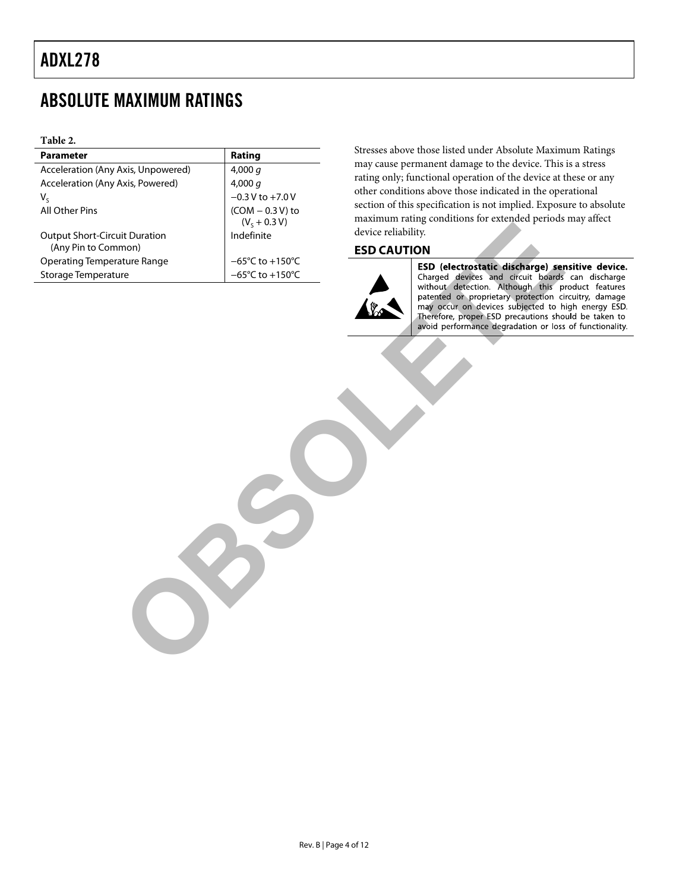## ABSOLUTE MAXIMUM RATINGS

**Table 2.**

| Parameter | Rating |
|---|---|
| Acceleration (Any Axis, Unpowered) | 4,000 *g* |
| Acceleration (Any Axis, Powered) | 4,000 *g* |
| $V_S$ | −0.3 V to +7.0 V |
| All Other Pins | (COM − 0.3 V) to ($V_S$ + 0.3 V) |
| Output Short-Circuit Duration (Any Pin to Common) | Indefinite |
| Operating Temperature Range | −65°C to +150°C |
| Storage Temperature | −65°C to +150°C |

Stresses above those listed under Absolute Maximum Ratings may cause permanent damage to the device. This is a stress rating only; functional operation of the device at these or any other conditions above those indicated in the operational section of this specification is not implied. Exposure to absolute maximum rating conditions for extended periods may affect device reliability.

### ESD CAUTION

**ESD (electrostatic discharge) sensitive device.** Charged devices and circuit boards can discharge without detection. Although this product features patented or proprietary protection circuitry, damage may occur on devices subjected to high energy ESD. Therefore, proper ESD precautions should be taken to avoid performance degradation or loss of functionality.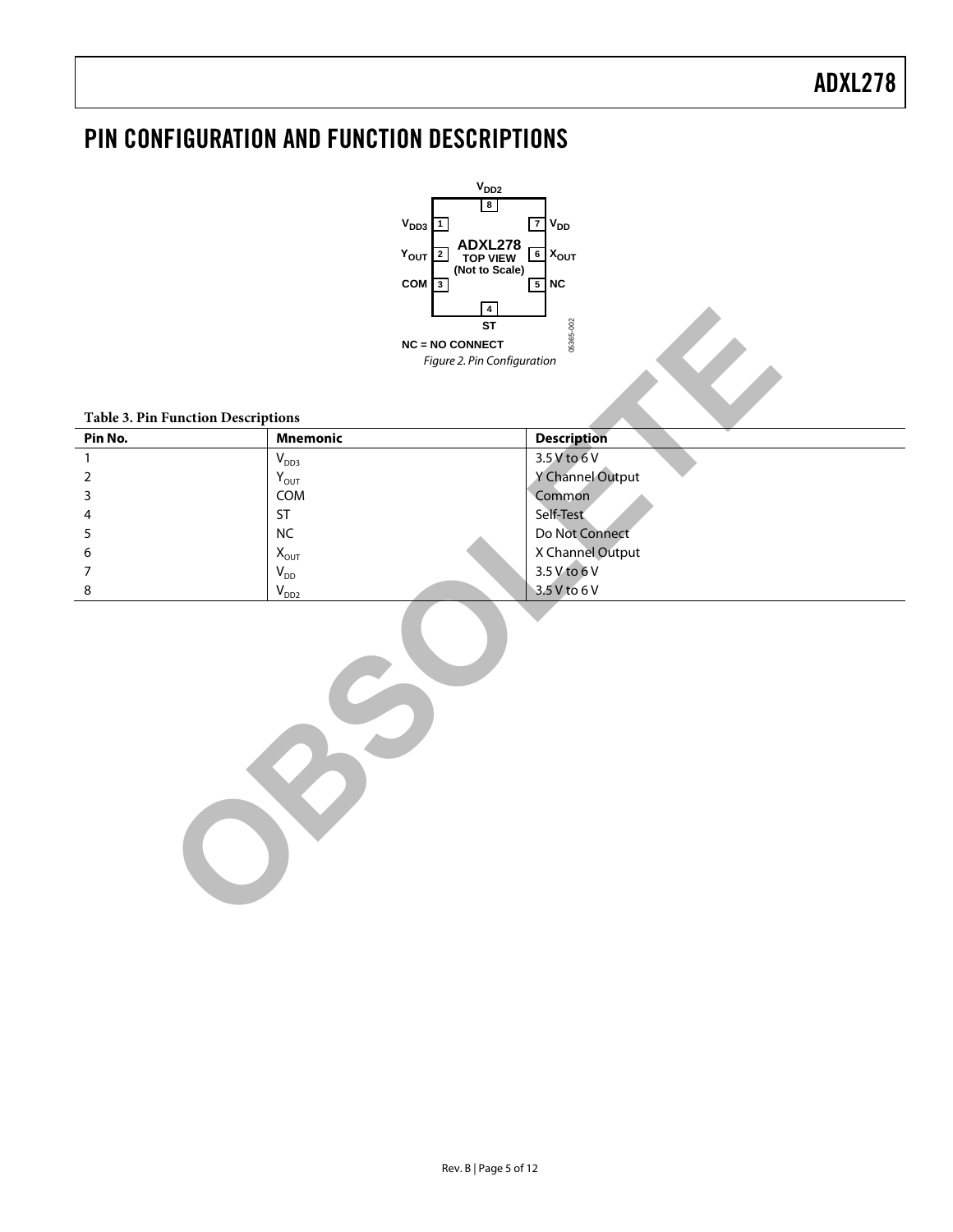# PIN CONFIGURATION AND FUNCTION DESCRIPTIONS

Figure 2. Pin Configuration

NC = NO CONNECT

**Table 3. Pin Function Descriptions**

| Pin No. | Mnemonic | Description |
|---|---|---|
| 1 | $V_{DD3}$ | 3.5 V to 6 V |
| 2 | $Y_{OUT}$ | Y Channel Output |
| 3 | COM | Common |
| 4 | ST | Self-Test |
| 5 | NC | Do Not Connect |
| 6 | $X_{OUT}$ | X Channel Output |
| 7 | $V_{DD}$ | 3.5 V to 6 V |
| 8 | $V_{DD2}$ | 3.5 V to 6 V |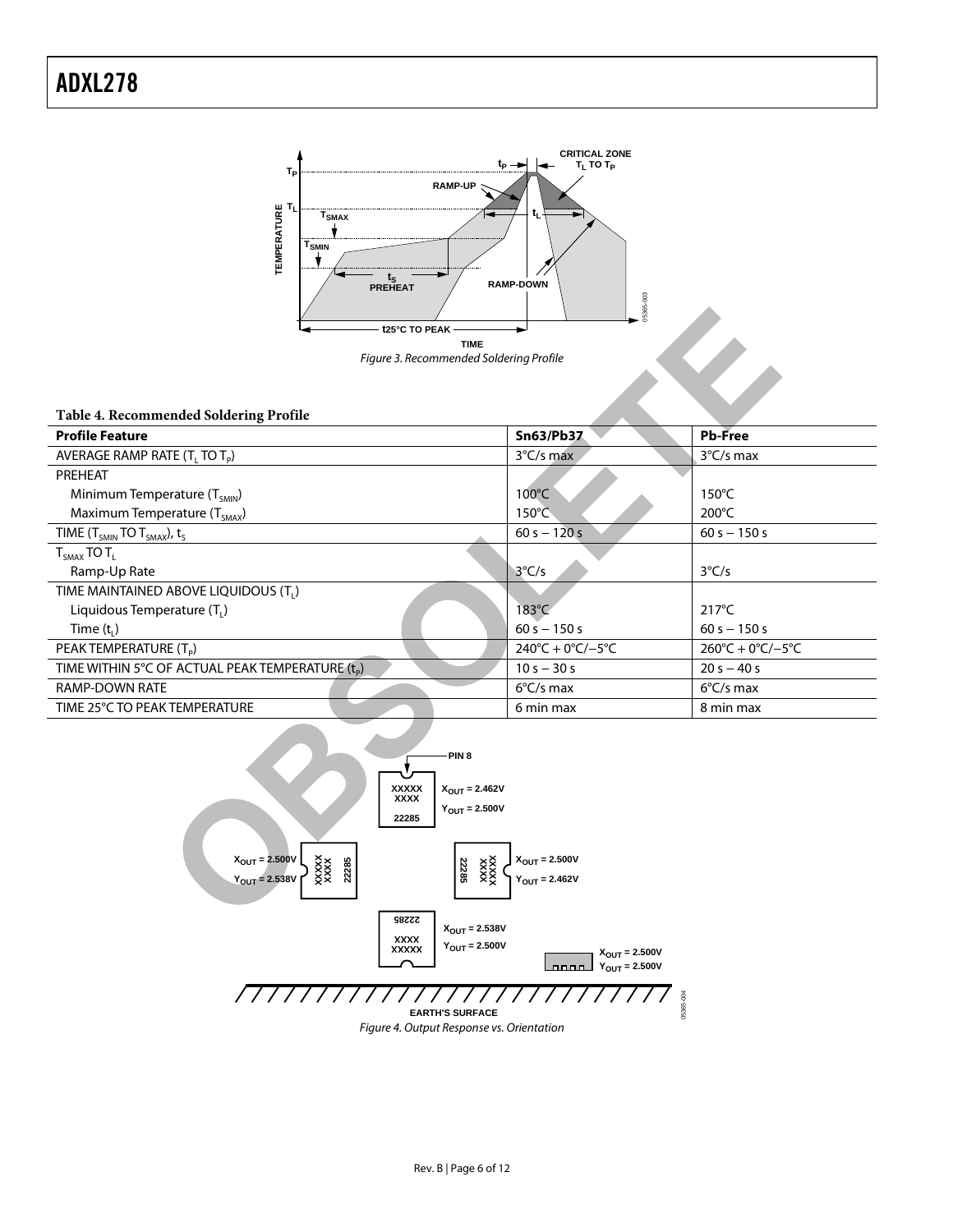Figure 3. Recommended Soldering Profile

**Table 4. Recommended Soldering Profile**

| Profile Feature | Sn63/Pb37 | Pb-Free |
|---|---|---|
| AVERAGE RAMP RATE ($T_L$ TO $T_P$) | 3°C/s max | 3°C/s max |
| PREHEAT | | |
| Minimum Temperature ($T_{SMIN}$) | 100°C | 150°C |
| Maximum Temperature ($T_{SMAX}$) | 150°C | 200°C |
| TIME ($T_{SMIN}$ TO $T_{SMAX}$), $t_S$ | 60 s – 120 s | 60 s – 150 s |
| $T_{SMAX}$ TO $T_L$ | | |
| Ramp-Up Rate | 3°C/s | 3°C/s |
| TIME MAINTAINED ABOVE LIQUIDOUS ($T_L$) | | |
| Liquidous Temperature ($T_L$) | 183°C | 217°C |
| Time ($t_L$) | 60 s – 150 s | 60 s – 150 s |
| PEAK TEMPERATURE ($T_P$) | 240°C + 0°C/–5°C | 260°C + 0°C/–5°C |
| TIME WITHIN 5°C OF ACTUAL PEAK TEMPERATURE ($t_P$) | 10 s – 30 s | 20 s – 40 s |
| RAMP-DOWN RATE | 6°C/s max | 6°C/s max |
| TIME 25°C TO PEAK TEMPERATURE | 6 min max | 8 min max |

Figure 4. Output Response vs. Orientation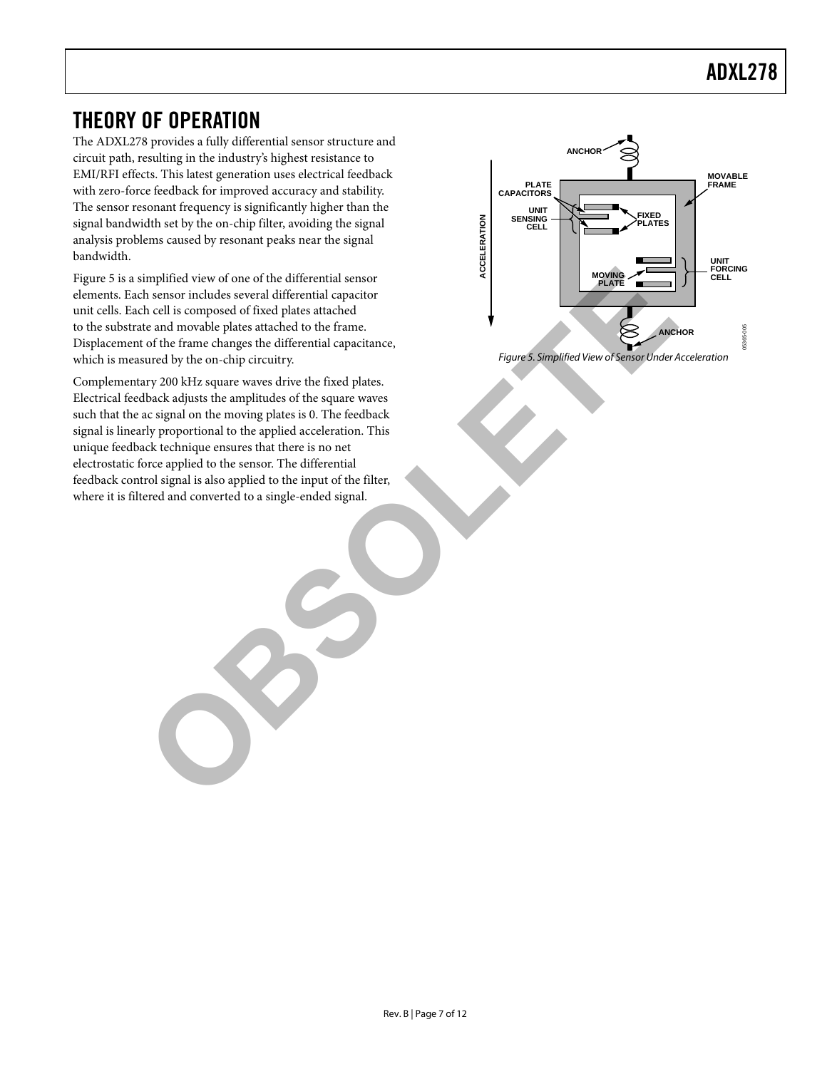# THEORY OF OPERATION

The ADXL278 provides a fully differential sensor structure and circuit path, resulting in the industry's highest resistance to EMI/RFI effects. This latest generation uses electrical feedback with zero-force feedback for improved accuracy and stability. The sensor resonant frequency is significantly higher than the signal bandwidth set by the on-chip filter, avoiding the signal analysis problems caused by resonant peaks near the signal bandwidth.

Figure 5 is a simplified view of one of the differential sensor elements. Each sensor includes several differential capacitor unit cells. Each cell is composed of fixed plates attached to the substrate and movable plates attached to the frame. Displacement of the frame changes the differential capacitance, which is measured by the on-chip circuitry.

Complementary 200 kHz square waves drive the fixed plates. Electrical feedback adjusts the amplitudes of the square waves such that the ac signal on the moving plates is 0. The feedback signal is linearly proportional to the applied acceleration. This unique feedback technique ensures that there is no net electrostatic force applied to the sensor. The differential feedback control signal is also applied to the input of the filter, where it is filtered and converted to a single-ended signal.

*Figure 5. Simplified View of Sensor Under Acceleration*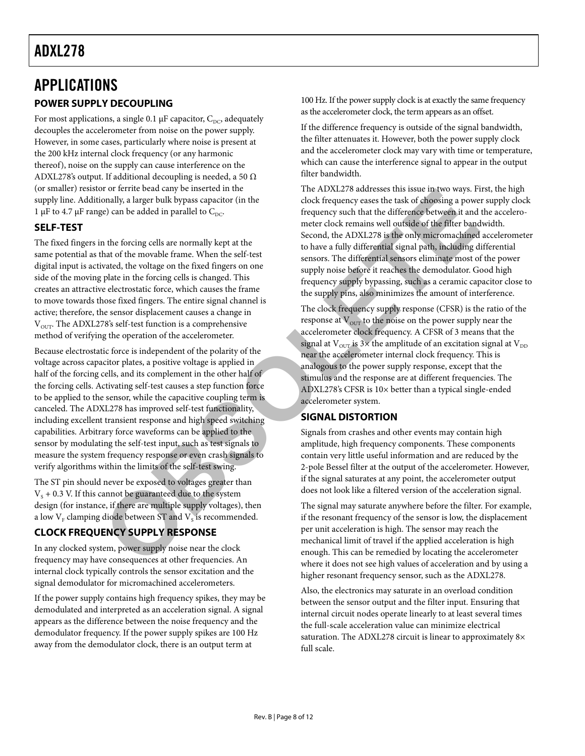# APPLICATIONS

## POWER SUPPLY DECOUPLING

For most applications, a single 0.1 μF capacitor, $C_{DC}$, adequately decouples the accelerometer from noise on the power supply. However, in some cases, particularly where noise is present at the 200 kHz internal clock frequency (or any harmonic thereof), noise on the supply can cause interference on the ADXL278's output. If additional decoupling is needed, a 50 Ω (or smaller) resistor or ferrite bead cany be inserted in the supply line. Additionally, a larger bulk bypass capacitor (in the 1 μF to 4.7 μF range) can be added in parallel to $C_{DC}$.

## SELF-TEST

The fixed fingers in the forcing cells are normally kept at the same potential as that of the movable frame. When the self-test digital input is activated, the voltage on the fixed fingers on one side of the moving plate in the forcing cells is changed. This creates an attractive electrostatic force, which causes the frame to move towards those fixed fingers. The entire signal channel is active; therefore, the sensor displacement causes a change in $V_{OUT}$. The ADXL278's self-test function is a comprehensive method of verifying the operation of the accelerometer.

Because electrostatic force is independent of the polarity of the voltage across capacitor plates, a positive voltage is applied in half of the forcing cells, and its complement in the other half of the forcing cells. Activating self-test causes a step function force to be applied to the sensor, while the capacitive coupling term is canceled. The ADXL278 has improved self-test functionality, including excellent transient response and high speed switching capabilities. Arbitrary force waveforms can be applied to the sensor by modulating the self-test input, such as test signals to measure the system frequency response or even crash signals to verify algorithms within the limits of the self-test swing.

The ST pin should never be exposed to voltages greater than $V_S$ + 0.3 V. If this cannot be guaranteed due to the system design (for instance, if there are multiple supply voltages), then a low $V_F$ clamping diode between ST and $V_S$ is recommended.

## CLOCK FREQUENCY SUPPLY RESPONSE

In any clocked system, power supply noise near the clock frequency may have consequences at other frequencies. An internal clock typically controls the sensor excitation and the signal demodulator for micromachined accelerometers.

If the power supply contains high frequency spikes, they may be demodulated and interpreted as an acceleration signal. A signal appears as the difference between the noise frequency and the demodulator frequency. If the power supply spikes are 100 Hz away from the demodulator clock, there is an output term at 100 Hz. If the power supply clock is at exactly the same frequency as the accelerometer clock, the term appears as an offset.

If the difference frequency is outside of the signal bandwidth, the filter attenuates it. However, both the power supply clock and the accelerometer clock may vary with time or temperature, which can cause the interference signal to appear in the output filter bandwidth.

The ADXL278 addresses this issue in two ways. First, the high clock frequency eases the task of choosing a power supply clock frequency such that the difference between it and the accelerometer clock remains well outside of the filter bandwidth. Second, the ADXL278 is the only micromachined accelerometer to have a fully differential signal path, including differential sensors. The differential sensors eliminate most of the power supply noise before it reaches the demodulator. Good high frequency supply bypassing, such as a ceramic capacitor close to the supply pins, also minimizes the amount of interference.

The clock frequency supply response (CFSR) is the ratio of the response at $V_{OUT}$ to the noise on the power supply near the accelerometer clock frequency. A CFSR of 3 means that the signal at $V_{OUT}$ is 3× the amplitude of an excitation signal at $V_{DD}$ near the accelerometer internal clock frequency. This is analogous to the power supply response, except that the stimulus and the response are at different frequencies. The ADXL278's CFSR is 10× better than a typical single-ended accelerometer system.

## SIGNAL DISTORTION

Signals from crashes and other events may contain high amplitude, high frequency components. These components contain very little useful information and are reduced by the 2-pole Bessel filter at the output of the accelerometer. However, if the signal saturates at any point, the accelerometer output does not look like a filtered version of the acceleration signal.

The signal may saturate anywhere before the filter. For example, if the resonant frequency of the sensor is low, the displacement per unit acceleration is high. The sensor may reach the mechanical limit of travel if the applied acceleration is high enough. This can be remedied by locating the accelerometer where it does not see high values of acceleration and by using a higher resonant frequency sensor, such as the ADXL278.

Also, the electronics may saturate in an overload condition between the sensor output and the filter input. Ensuring that internal circuit nodes operate linearly to at least several times the full-scale acceleration value can minimize electrical saturation. The ADXL278 circuit is linear to approximately 8× full scale.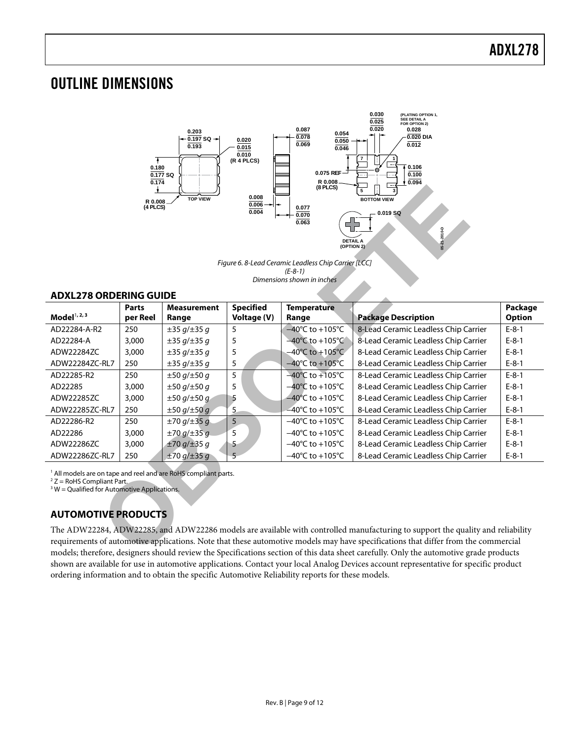## OUTLINE DIMENSIONS

Figure 6. 8-Lead Ceramic Leadless Chip Carrier [LCC]
(E-8-1)
Dimensions shown in inches

### ADXL278 ORDERING GUIDE

| Model[1, 2, 3] | Parts per Reel | Measurement Range | Specified Voltage (V) | Temperature Range | Package Description | Package Option |
|---|---|---|---|---|---|---|
| AD22284-A-R2 | 250 | ±35 g/±35 g | 5 | −40°C to +105°C | 8-Lead Ceramic Leadless Chip Carrier | E-8-1 |
| AD22284-A | 3,000 | ±35 g/±35 g | 5 | −40°C to +105°C | 8-Lead Ceramic Leadless Chip Carrier | E-8-1 |
| ADW22284ZC | 3,000 | ±35 g/±35 g | 5 | −40°C to +105°C | 8-Lead Ceramic Leadless Chip Carrier | E-8-1 |
| ADW22284ZC-RL7 | 250 | ±35 g/±35 g | 5 | −40°C to +105°C | 8-Lead Ceramic Leadless Chip Carrier | E-8-1 |
| AD22285-R2 | 250 | ±50 g/±50 g | 5 | −40°C to +105°C | 8-Lead Ceramic Leadless Chip Carrier | E-8-1 |
| AD22285 | 3,000 | ±50 g/±50 g | 5 | −40°C to +105°C | 8-Lead Ceramic Leadless Chip Carrier | E-8-1 |
| ADW22285ZC | 3,000 | ±50 g/±50 g | 5 | −40°C to +105°C | 8-Lead Ceramic Leadless Chip Carrier | E-8-1 |
| ADW22285ZC-RL7 | 250 | ±50 g/±50 g | 5 | −40°C to +105°C | 8-Lead Ceramic Leadless Chip Carrier | E-8-1 |
| AD22286-R2 | 250 | ±70 g/±35 g | 5 | −40°C to +105°C | 8-Lead Ceramic Leadless Chip Carrier | E-8-1 |
| AD22286 | 3,000 | ±70 g/±35 g | 5 | −40°C to +105°C | 8-Lead Ceramic Leadless Chip Carrier | E-8-1 |
| ADW22286ZC | 3,000 | ±70 g/±35 g | 5 | −40°C to +105°C | 8-Lead Ceramic Leadless Chip Carrier | E-8-1 |
| ADW22286ZC-RL7 | 250 | ±70 g/±35 g | 5 | −40°C to +105°C | 8-Lead Ceramic Leadless Chip Carrier | E-8-1 |

[1] All models are on tape and reel and are RoHS compliant parts.
[2] Z = RoHS Compliant Part.
[3] W = Qualified for Automotive Applications.

### AUTOMOTIVE PRODUCTS

The ADW22284, ADW22285, and ADW22286 models are available with controlled manufacturing to support the quality and reliability requirements of automotive applications. Note that these automotive models may have specifications that differ from the commercial models; therefore, designers should review the Specifications section of this data sheet carefully. Only the automotive grade products shown are available for use in automotive applications. Contact your local Analog Devices account representative for specific product ordering information and to obtain the specific Automotive Reliability reports for these models.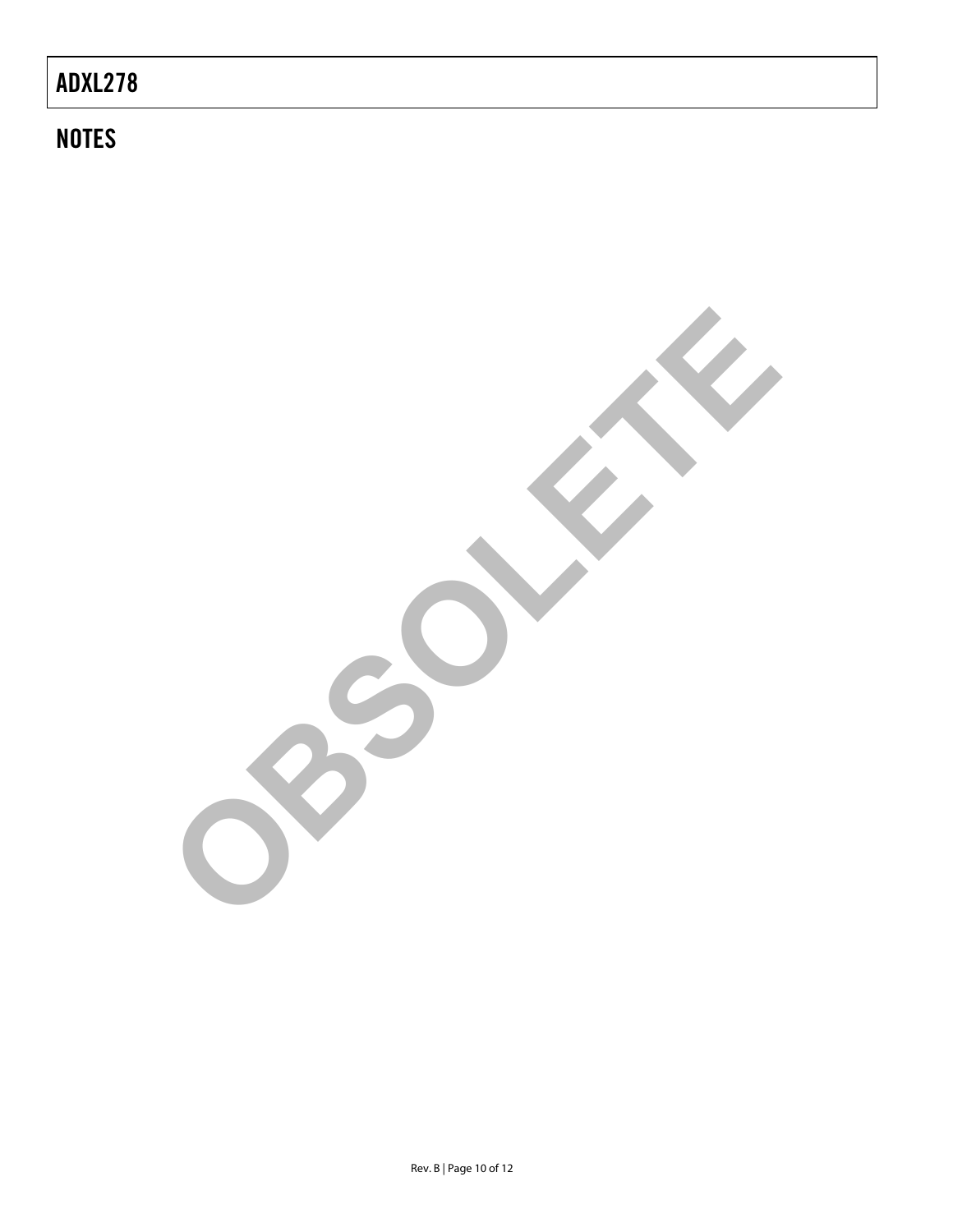## NOTES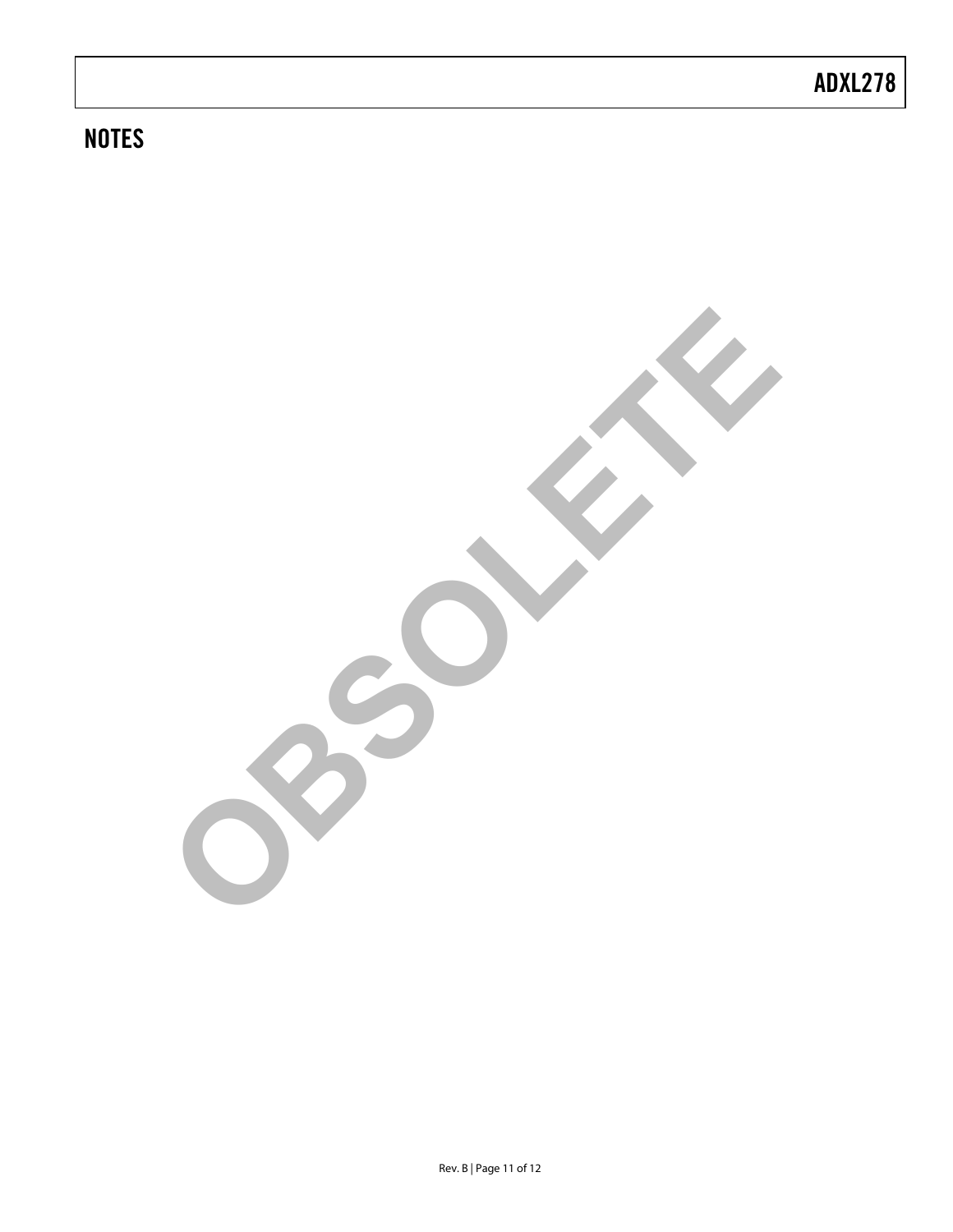## NOTES

OBSOLETE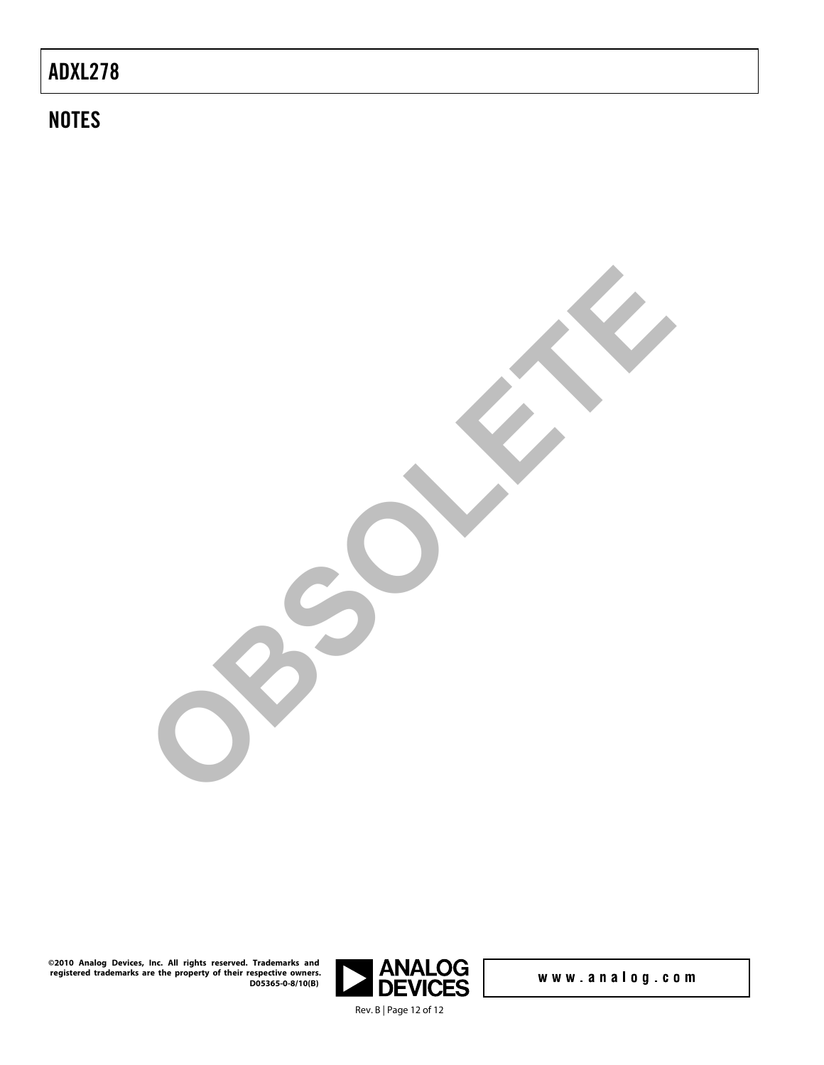## NOTES

OBSOLETE

©2010 Analog Devices, Inc. All rights reserved. Trademarks and registered trademarks are the property of their respective owners.
D05365-0-8/10(B)

www.analog.com